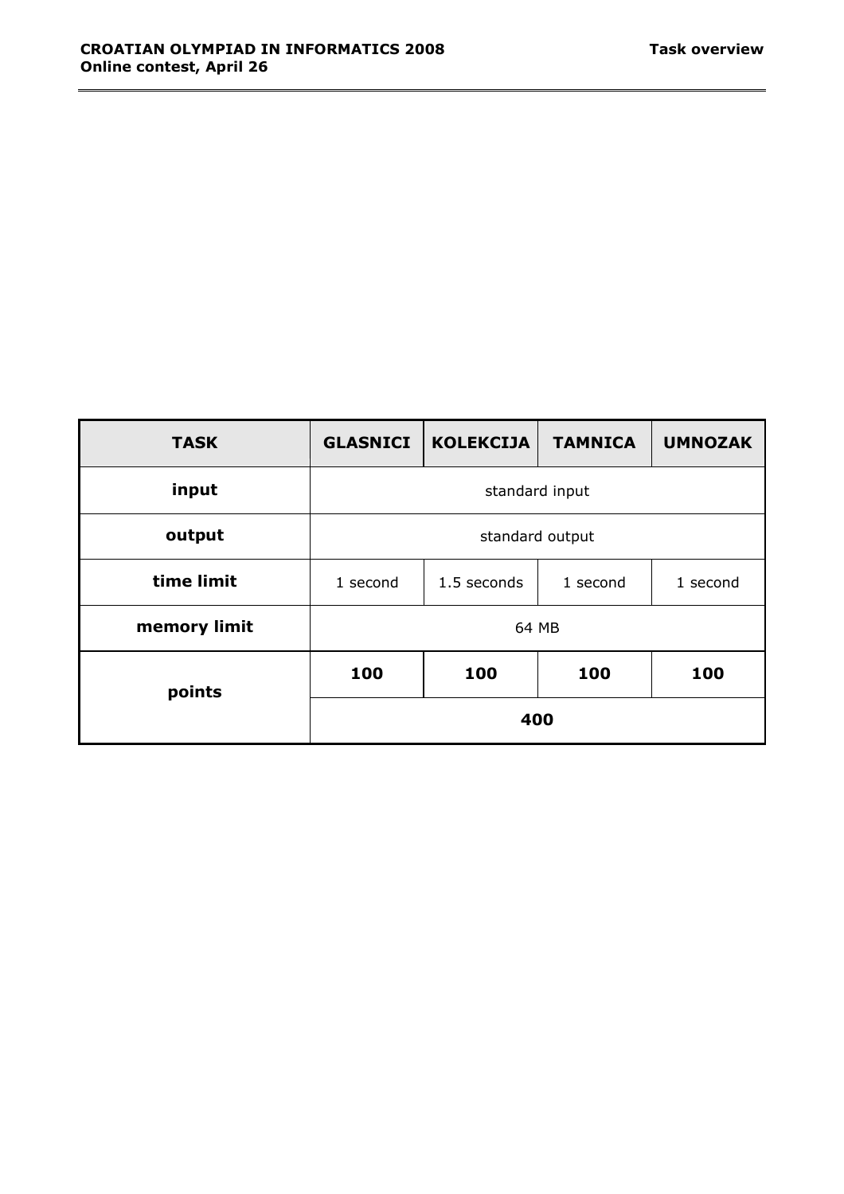| TASK | GLASNICI | KOLEKCIJA | TAMNICA | UMNOZAK |
|---|---|---|---|---|
| input | standard input | | | |
| output | standard output | | | |
| time limit | 1 second | 1.5 seconds | 1 second | 1 second |
| memory limit | 64 MB | | | |
| points | 100 | 100 | 100 | 100 |
| | 400 | | | |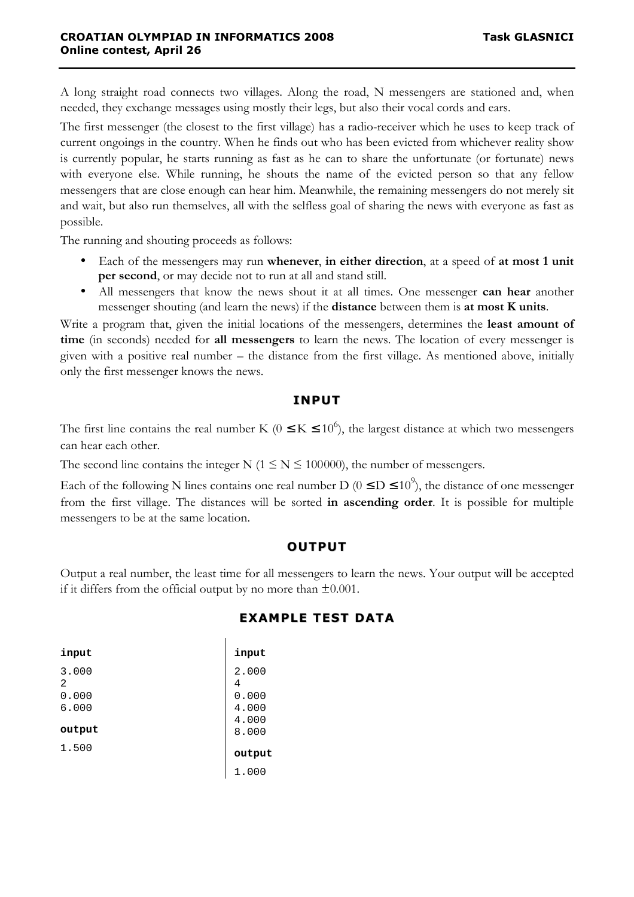A long straight road connects two villages. Along the road, N messengers are stationed and, when needed, they exchange messages using mostly their legs, but also their vocal cords and ears.

The first messenger (the closest to the first village) has a radio-receiver which he uses to keep track of current ongoings in the country. When he finds out who has been evicted from whichever reality show is currently popular, he starts running as fast as he can to share the unfortunate (or fortunate) news with everyone else. While running, he shouts the name of the evicted person so that any fellow messengers that are close enough can hear him. Meanwhile, the remaining messengers do not merely sit and wait, but also run themselves, all with the selfless goal of sharing the news with everyone as fast as possible.

The running and shouting proceeds as follows:

- Each of the messengers may run **whenever**, **in either direction**, at a speed of **at most 1 unit per second**, or may decide not to run at all and stand still.
- All messengers that know the news shout it at all times. One messenger **can hear** another messenger shouting (and learn the news) if the **distance** between them is **at most K units**.

Write a program that, given the initial locations of the messengers, determines the **least amount of time** (in seconds) needed for **all messengers** to learn the news. The location of every messenger is given with a positive real number – the distance from the first village. As mentioned above, initially only the first messenger knows the news.

## INPUT

The first line contains the real number K ($0 \leq K \leq 10^6$), the largest distance at which two messengers can hear each other.

The second line contains the integer N ($1 \leq N \leq 100000$), the number of messengers.

Each of the following N lines contains one real number D ($0 \leq D \leq 10^9$), the distance of one messenger from the first village. The distances will be sorted **in ascending order**. It is possible for multiple messengers to be at the same location.

## OUTPUT

Output a real number, the least time for all messengers to learn the news. Your output will be accepted if it differs from the official output by no more than ±0.001.

## EXAMPLE TEST DATA

**input**

```
3.000
2
0.000
6.000
```

**output**

```
1.500
```

**input**

```
2.000
4
0.000
4.000
4.000
8.000
```

**output**

```
1.000
```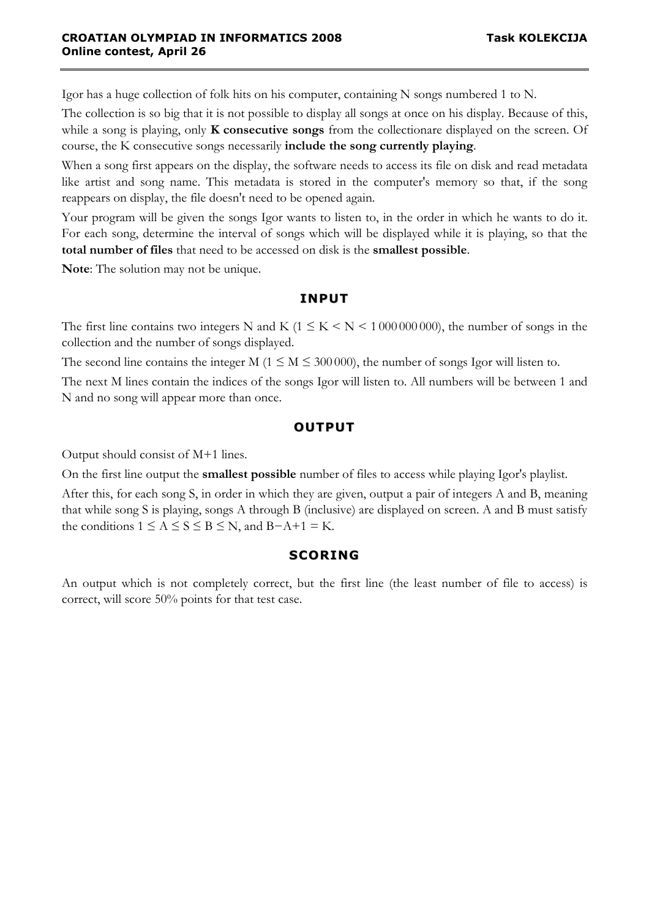Igor has a huge collection of folk hits on his computer, containing N songs numbered 1 to N.

The collection is so big that it is not possible to display all songs at once on his display. Because of this, while a song is playing, only **K consecutive songs** from the collectionare displayed on the screen. Of course, the K consecutive songs necessarily **include the song currently playing**.

When a song first appears on the display, the software needs to access its file on disk and read metadata like artist and song name. This metadata is stored in the computer's memory so that, if the song reappears on display, the file doesn't need to be opened again.

Your program will be given the songs Igor wants to listen to, in the order in which he wants to do it. For each song, determine the interval of songs which will be displayed while it is playing, so that the **total number of files** that need to be accessed on disk is the **smallest possible**.

**Note**: The solution may not be unique.

## INPUT

The first line contains two integers N and K ($1 \le K < N < 1\,000\,000\,000$), the number of songs in the collection and the number of songs displayed.

The second line contains the integer M ($1 \le M \le 300\,000$), the number of songs Igor will listen to.

The next M lines contain the indices of the songs Igor will listen to. All numbers will be between 1 and N and no song will appear more than once.

## OUTPUT

Output should consist of M+1 lines.

On the first line output the **smallest possible** number of files to access while playing Igor's playlist.

After this, for each song S, in order in which they are given, output a pair of integers A and B, meaning that while song S is playing, songs A through B (inclusive) are displayed on screen. A and B must satisfy the conditions $1 \le A \le S \le B \le N$, and $B-A+1 = K$.

## SCORING

An output which is not completely correct, but the first line (the least number of file to access) is correct, will score 50% points for that test case.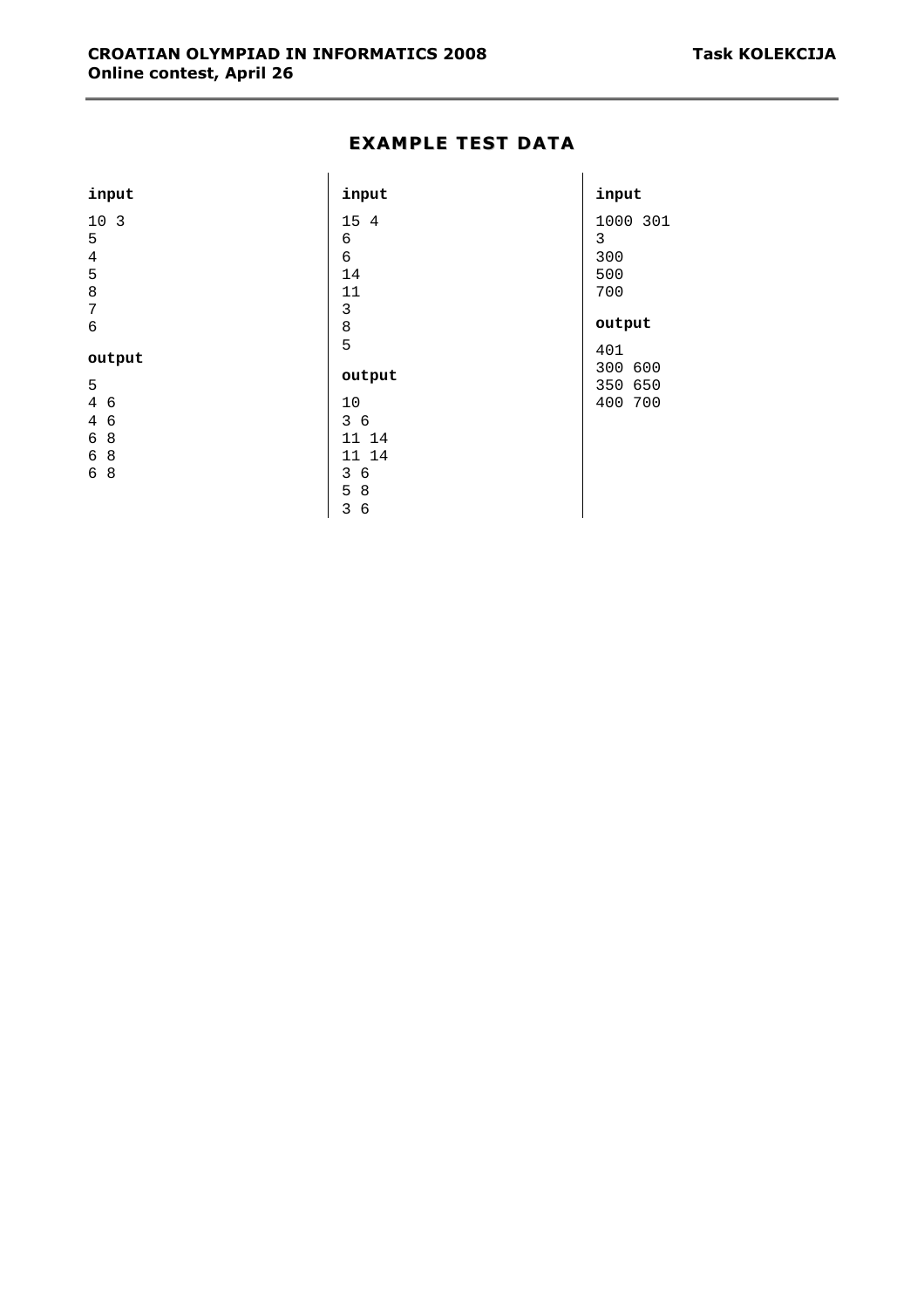## EXAMPLE TEST DATA

**input**

```
10 3
5
4
5
8
7
6
```

**output**

```
5
4 6
4 6
6 8
6 8
6 8
```

**input**

```
15 4
6
6
14
11
3
8
5
```

**output**

```
10
3 6
11 14
11 14
3 6
5 8
3 6
```

**input**

```
1000 301
3
300
500
700
```

**output**

```
401
300 600
350 650
400 700
```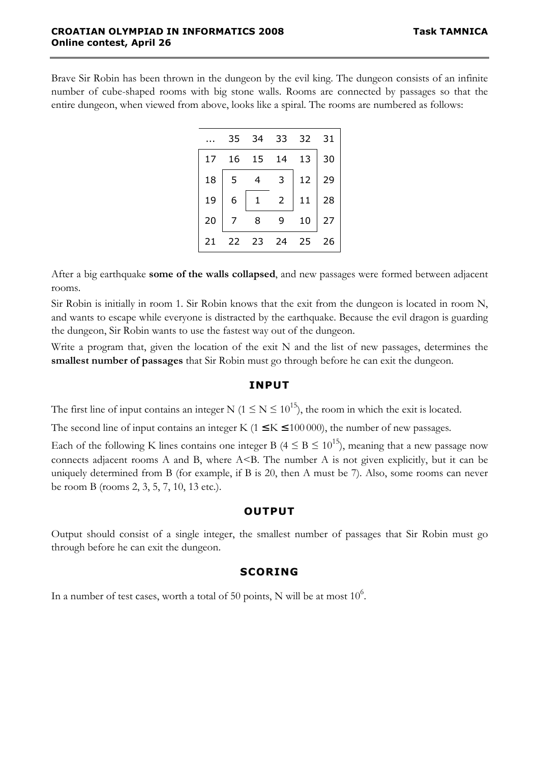Brave Sir Robin has been thrown in the dungeon by the evil king. The dungeon consists of an infinite number of cube-shaped rooms with big stone walls. Rooms are connected by passages so that the entire dungeon, when viewed from above, looks like a spiral. The rooms are numbered as follows:

| ... | 35 | 34 | 33 | 32 | 31 |
|---|---|---|---|---|---|
| 17 | 16 | 15 | 14 | 13 | 30 |
| 18 | 5 | 4 | 3 | 12 | 29 |
| 19 | 6 | 1 | 2 | 11 | 28 |
| 20 | 7 | 8 | 9 | 10 | 27 |
| 21 | 22 | 23 | 24 | 25 | 26 |

After a big earthquake **some of the walls collapsed**, and new passages were formed between adjacent rooms.

Sir Robin is initially in room 1. Sir Robin knows that the exit from the dungeon is located in room N, and wants to escape while everyone is distracted by the earthquake. Because the evil dragon is guarding the dungeon, Sir Robin wants to use the fastest way out of the dungeon.

Write a program that, given the location of the exit N and the list of new passages, determines the **smallest number of passages** that Sir Robin must go through before he can exit the dungeon.

## INPUT

The first line of input contains an integer N ($1 \leq N \leq 10^{15}$), the room in which the exit is located.

The second line of input contains an integer K ($1 \leq K \leq 100\,000$), the number of new passages.

Each of the following K lines contains one integer B ($4 \leq B \leq 10^{15}$), meaning that a new passage now connects adjacent rooms A and B, where A<B. The number A is not given explicitly, but it can be uniquely determined from B (for example, if B is 20, then A must be 7). Also, some rooms can never be room B (rooms 2, 3, 5, 7, 10, 13 etc.).

## OUTPUT

Output should consist of a single integer, the smallest number of passages that Sir Robin must go through before he can exit the dungeon.

## SCORING

In a number of test cases, worth a total of 50 points, N will be at most $10^6$.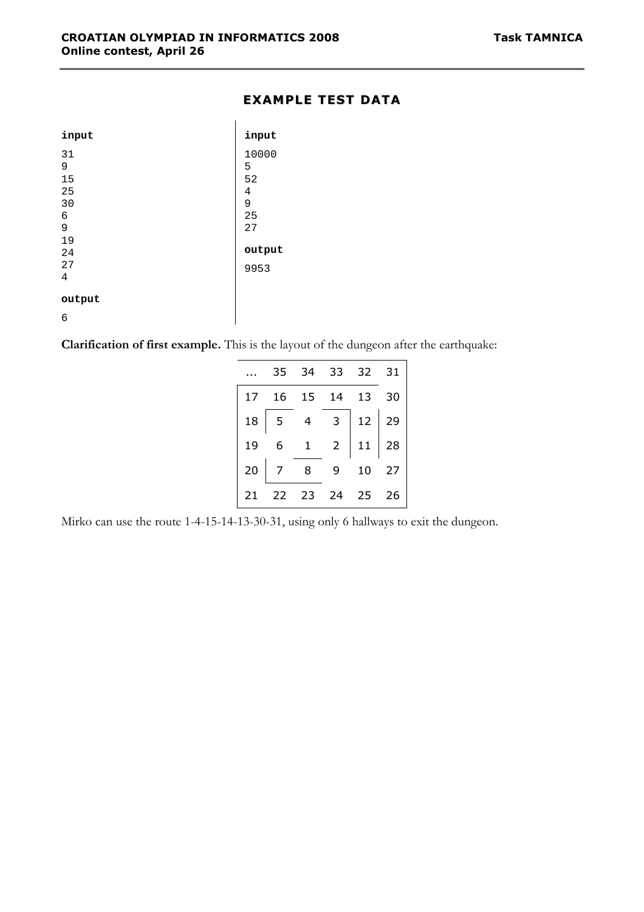## EXAMPLE TEST DATA

**input**

```
31
9
15
25
30
6
9
19
24
27
4
```

**output**

```
6
```

**input**

```
10000
5
52
4
9
25
27
```

**output**

```
9953
```

**Clarification of first example.** This is the layout of the dungeon after the earthquake:

| ... | 35 | 34 | 33 | 32 | 31 |
|---|---|---|---|---|---|
| 17 | 16 | 15 | 14 | 13 | 30 |
| 18 | 5 | 4 | 3 | 12 | 29 |
| 19 | 6 | 1 | 2 | 11 | 28 |
| 20 | 7 | 8 | 9 | 10 | 27 |
| 21 | 22 | 23 | 24 | 25 | 26 |

Mirko can use the route 1-4-15-14-13-30-31, using only 6 hallways to exit the dungeon.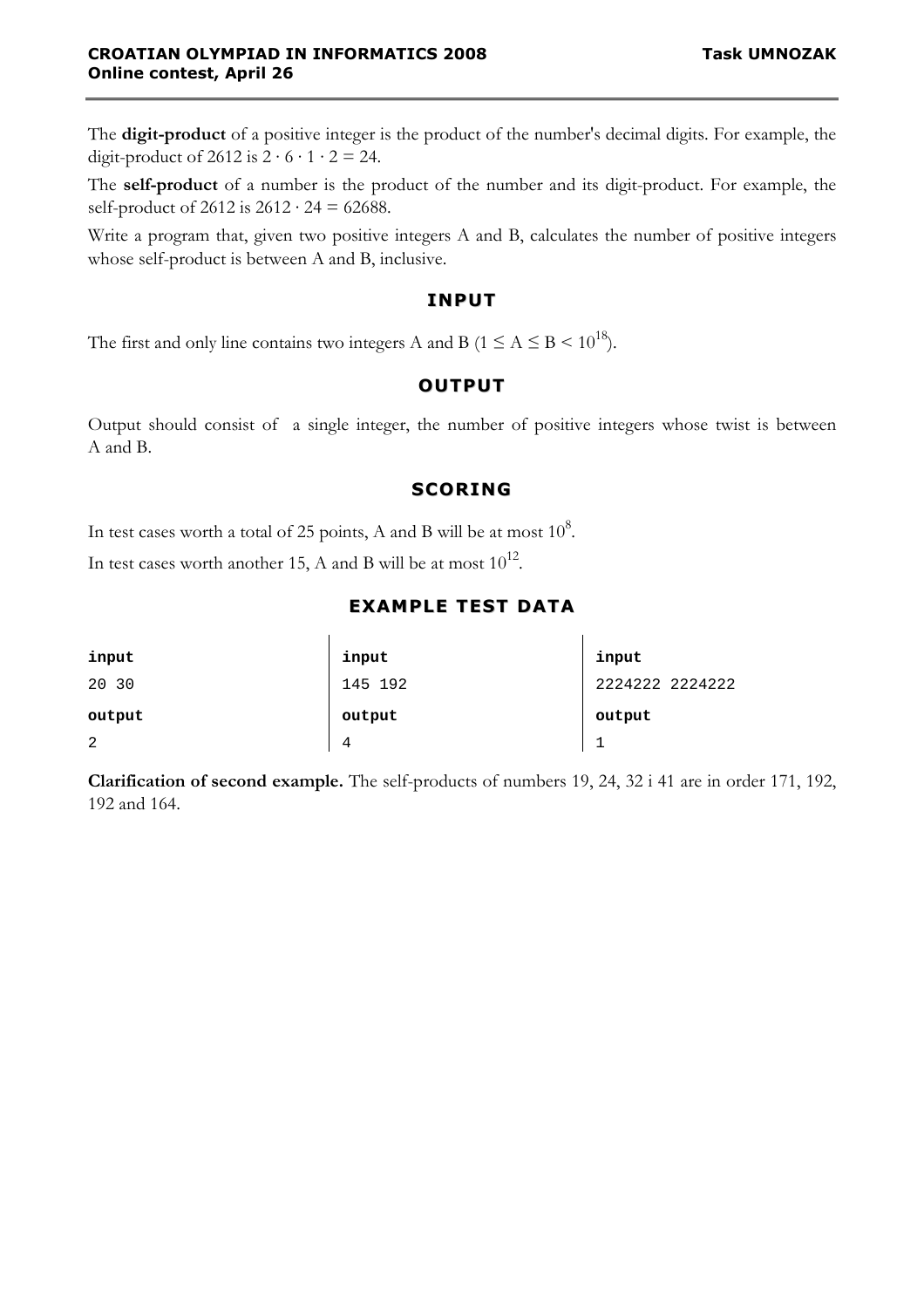The **digit-product** of a positive integer is the product of the number's decimal digits. For example, the digit-product of 2612 is $2 \cdot 6 \cdot 1 \cdot 2 = 24$.

The **self-product** of a number is the product of the number and its digit-product. For example, the self-product of 2612 is $2612 \cdot 24 = 62688$.

Write a program that, given two positive integers A and B, calculates the number of positive integers whose self-product is between A and B, inclusive.

## INPUT

The first and only line contains two integers A and B ($1 \leq A \leq B < 10^{18}$).

## OUTPUT

Output should consist of a single integer, the number of positive integers whose twist is between A and B.

## SCORING

In test cases worth a total of 25 points, A and B will be at most $10^8$.

In test cases worth another 15, A and B will be at most $10^{12}$.

## EXAMPLE TEST DATA

**input**
```
20 30
```
**output**
```
2
```

**input**
```
145 192
```
**output**
```
4
```

**input**
```
2224222 2224222
```
**output**
```
1
```

**Clarification of second example.** The self-products of numbers 19, 24, 32 i 41 are in order 171, 192, 192 and 164.